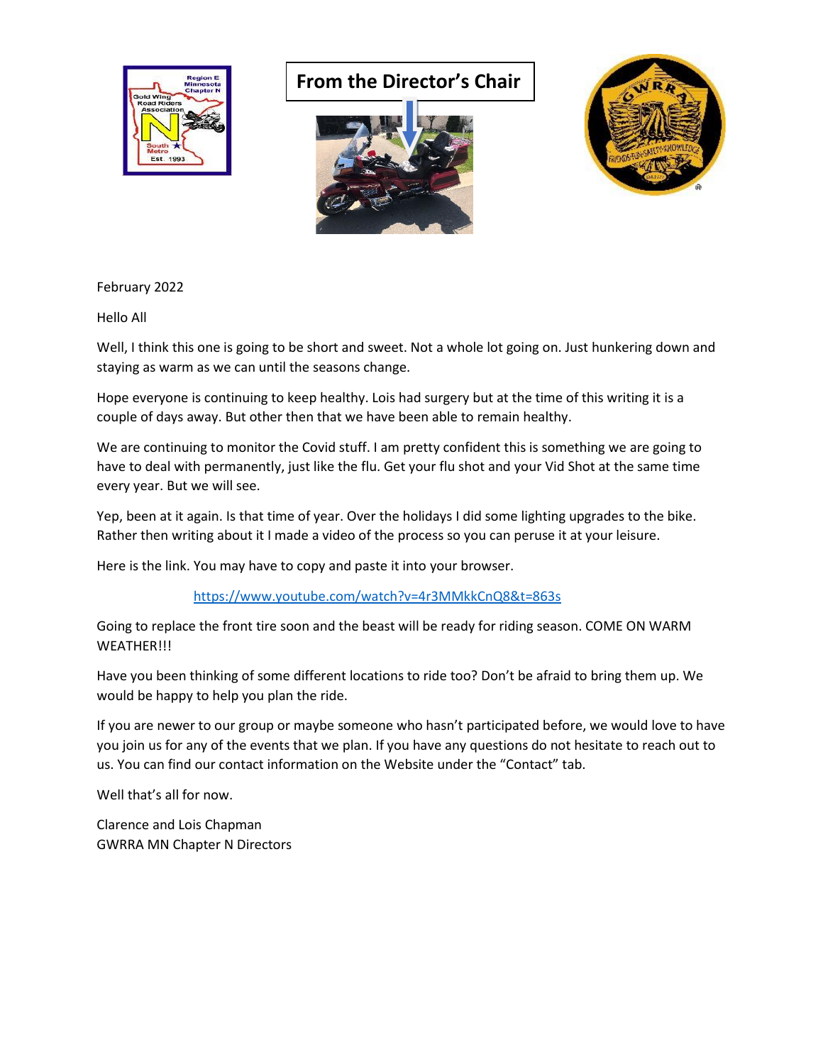# From the Director's Chair

February 2022

Hello All

Well, I think this one is going to be short and sweet. Not a whole lot going on. Just hunkering down and staying as warm as we can until the seasons change.

Hope everyone is continuing to keep healthy. Lois had surgery but at the time of this writing it is a couple of days away. But other then that we have been able to remain healthy.

We are continuing to monitor the Covid stuff. I am pretty confident this is something we are going to have to deal with permanently, just like the flu. Get your flu shot and your Vid Shot at the same time every year. But we will see.

Yep, been at it again. Is that time of year. Over the holidays I did some lighting upgrades to the bike. Rather then writing about it I made a video of the process so you can peruse it at your leisure.

Here is the link. You may have to copy and paste it into your browser.

https://www.youtube.com/watch?v=4r3MMkkCnQ8&t=863s

Going to replace the front tire soon and the beast will be ready for riding season. COME ON WARM WEATHER!!!

Have you been thinking of some different locations to ride too? Don't be afraid to bring them up. We would be happy to help you plan the ride.

If you are newer to our group or maybe someone who hasn't participated before, we would love to have you join us for any of the events that we plan. If you have any questions do not hesitate to reach out to us. You can find our contact information on the Website under the "Contact" tab.

Well that's all for now.

Clarence and Lois Chapman
GWRRA MN Chapter N Directors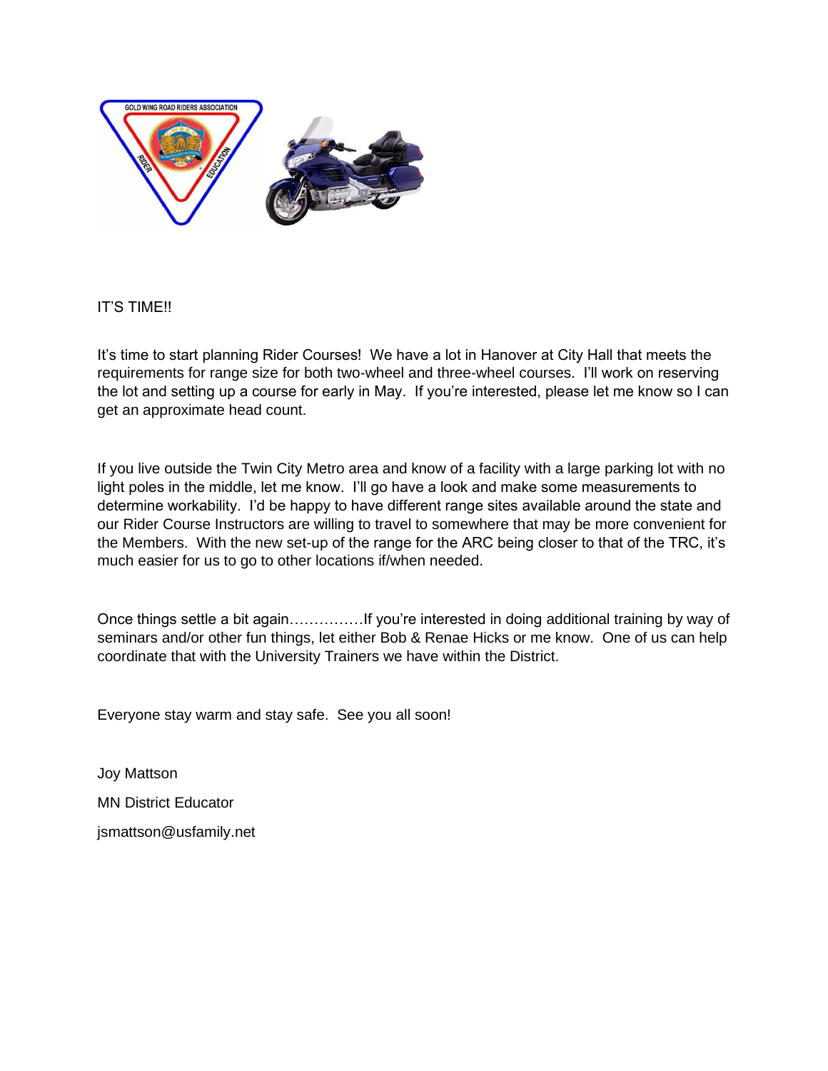IT'S TIME!!

It's time to start planning Rider Courses! We have a lot in Hanover at City Hall that meets the requirements for range size for both two-wheel and three-wheel courses. I'll work on reserving the lot and setting up a course for early in May. If you're interested, please let me know so I can get an approximate head count.

If you live outside the Twin City Metro area and know of a facility with a large parking lot with no light poles in the middle, let me know. I'll go have a look and make some measurements to determine workability. I'd be happy to have different range sites available around the state and our Rider Course Instructors are willing to travel to somewhere that may be more convenient for the Members. With the new set-up of the range for the ARC being closer to that of the TRC, it's much easier for us to go to other locations if/when needed.

Once things settle a bit again……………If you're interested in doing additional training by way of seminars and/or other fun things, let either Bob & Renae Hicks or me know. One of us can help coordinate that with the University Trainers we have within the District.

Everyone stay warm and stay safe. See you all soon!

Joy Mattson

MN District Educator

jsmattson@usfamily.net